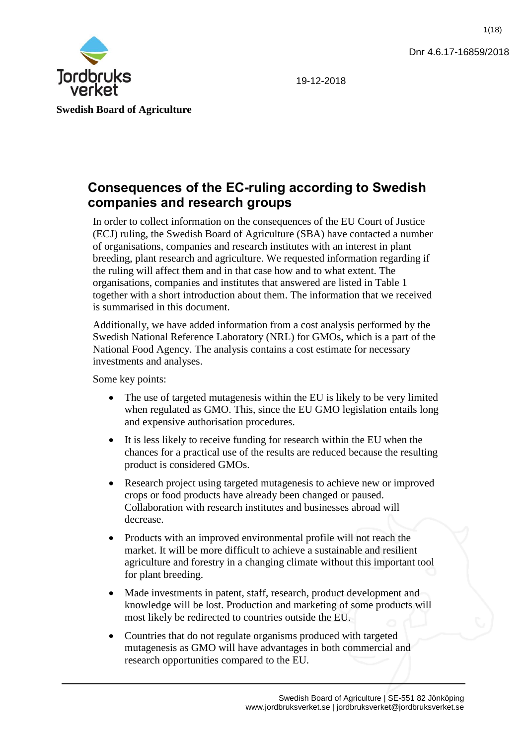Dnr 4.6.17-16859/2018

Swedish Board of Agriculture

19-12-2018

# Consequences of the EC-ruling according to Swedish companies and research groups

In order to collect information on the consequences of the EU Court of Justice (ECJ) ruling, the Swedish Board of Agriculture (SBA) have contacted a number of organisations, companies and research institutes with an interest in plant breeding, plant research and agriculture. We requested information regarding if the ruling will affect them and in that case how and to what extent. The organisations, companies and institutes that answered are listed in Table 1 together with a short introduction about them. The information that we received is summarised in this document.

Additionally, we have added information from a cost analysis performed by the Swedish National Reference Laboratory (NRL) for GMOs, which is a part of the National Food Agency. The analysis contains a cost estimate for necessary investments and analyses.

Some key points:

- The use of targeted mutagenesis within the EU is likely to be very limited when regulated as GMO. This, since the EU GMO legislation entails long and expensive authorisation procedures.
- It is less likely to receive funding for research within the EU when the chances for a practical use of the results are reduced because the resulting product is considered GMOs.
- Research project using targeted mutagenesis to achieve new or improved crops or food products have already been changed or paused. Collaboration with research institutes and businesses abroad will decrease.
- Products with an improved environmental profile will not reach the market. It will be more difficult to achieve a sustainable and resilient agriculture and forestry in a changing climate without this important tool for plant breeding.
- Made investments in patent, staff, research, product development and knowledge will be lost. Production and marketing of some products will most likely be redirected to countries outside the EU.
- Countries that do not regulate organisms produced with targeted mutagenesis as GMO will have advantages in both commercial and research opportunities compared to the EU.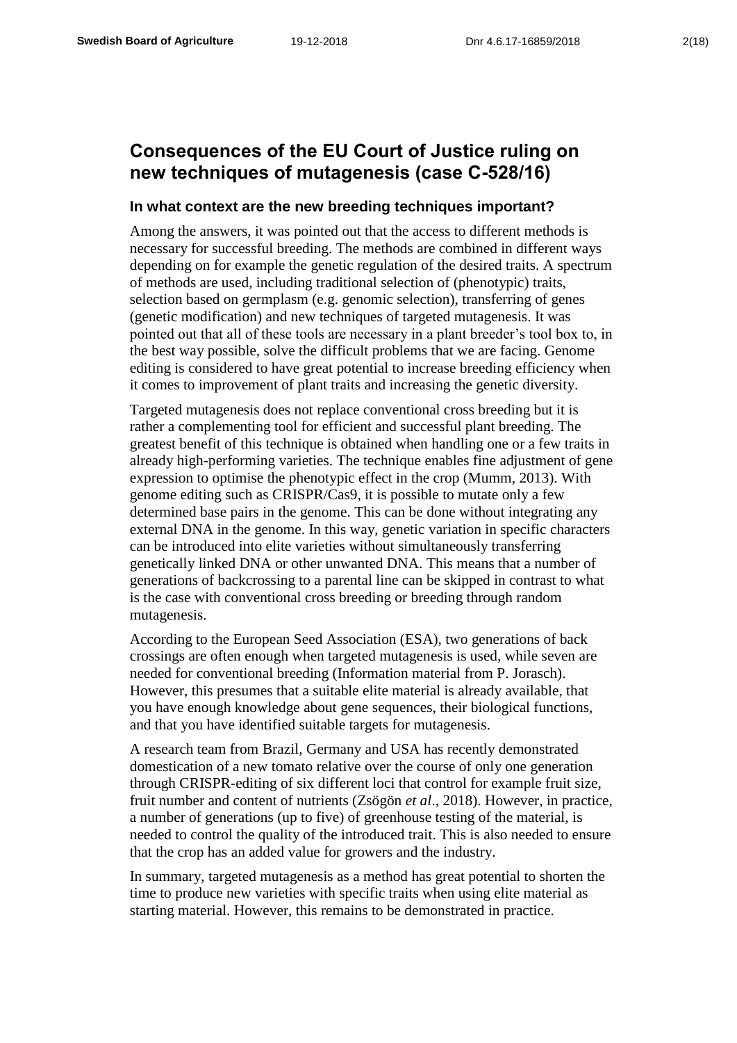## Consequences of the EU Court of Justice ruling on new techniques of mutagenesis (case C-528/16)

### In what context are the new breeding techniques important?

Among the answers, it was pointed out that the access to different methods is necessary for successful breeding. The methods are combined in different ways depending on for example the genetic regulation of the desired traits. A spectrum of methods are used, including traditional selection of (phenotypic) traits, selection based on germplasm (e.g. genomic selection), transferring of genes (genetic modification) and new techniques of targeted mutagenesis. It was pointed out that all of these tools are necessary in a plant breeder's tool box to, in the best way possible, solve the difficult problems that we are facing. Genome editing is considered to have great potential to increase breeding efficiency when it comes to improvement of plant traits and increasing the genetic diversity.

Targeted mutagenesis does not replace conventional cross breeding but it is rather a complementing tool for efficient and successful plant breeding. The greatest benefit of this technique is obtained when handling one or a few traits in already high-performing varieties. The technique enables fine adjustment of gene expression to optimise the phenotypic effect in the crop (Mumm, 2013). With genome editing such as CRISPR/Cas9, it is possible to mutate only a few determined base pairs in the genome. This can be done without integrating any external DNA in the genome. In this way, genetic variation in specific characters can be introduced into elite varieties without simultaneously transferring genetically linked DNA or other unwanted DNA. This means that a number of generations of backcrossing to a parental line can be skipped in contrast to what is the case with conventional cross breeding or breeding through random mutagenesis.

According to the European Seed Association (ESA), two generations of back crossings are often enough when targeted mutagenesis is used, while seven are needed for conventional breeding (Information material from P. Jorasch). However, this presumes that a suitable elite material is already available, that you have enough knowledge about gene sequences, their biological functions, and that you have identified suitable targets for mutagenesis.

A research team from Brazil, Germany and USA has recently demonstrated domestication of a new tomato relative over the course of only one generation through CRISPR-editing of six different loci that control for example fruit size, fruit number and content of nutrients (Zsögön *et al*., 2018). However, in practice, a number of generations (up to five) of greenhouse testing of the material, is needed to control the quality of the introduced trait. This is also needed to ensure that the crop has an added value for growers and the industry.

In summary, targeted mutagenesis as a method has great potential to shorten the time to produce new varieties with specific traits when using elite material as starting material. However, this remains to be demonstrated in practice.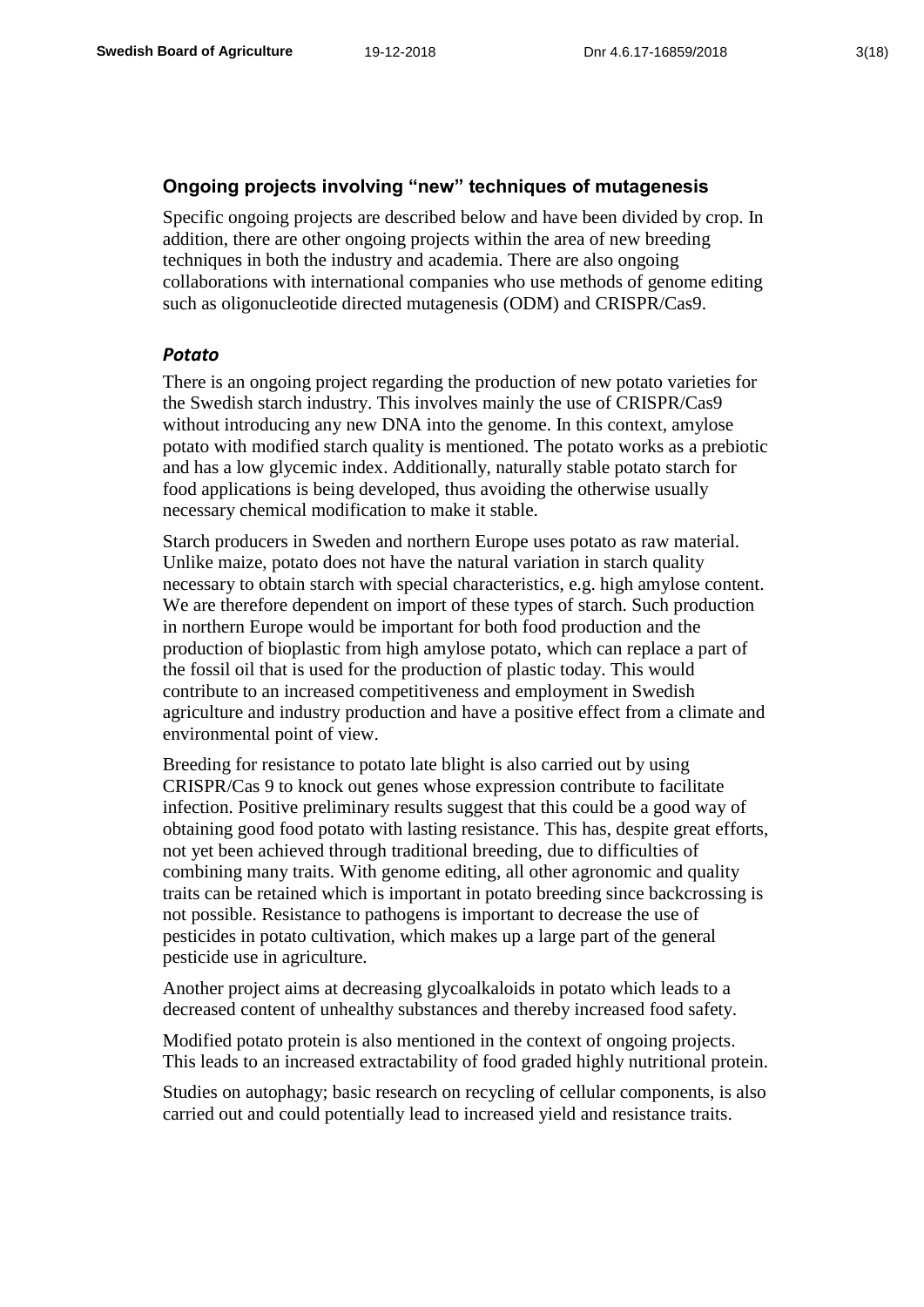## Ongoing projects involving "new" techniques of mutagenesis

Specific ongoing projects are described below and have been divided by crop. In addition, there are other ongoing projects within the area of new breeding techniques in both the industry and academia. There are also ongoing collaborations with international companies who use methods of genome editing such as oligonucleotide directed mutagenesis (ODM) and CRISPR/Cas9.

### *Potato*

There is an ongoing project regarding the production of new potato varieties for the Swedish starch industry. This involves mainly the use of CRISPR/Cas9 without introducing any new DNA into the genome. In this context, amylose potato with modified starch quality is mentioned. The potato works as a prebiotic and has a low glycemic index. Additionally, naturally stable potato starch for food applications is being developed, thus avoiding the otherwise usually necessary chemical modification to make it stable.

Starch producers in Sweden and northern Europe uses potato as raw material. Unlike maize, potato does not have the natural variation in starch quality necessary to obtain starch with special characteristics, e.g. high amylose content. We are therefore dependent on import of these types of starch. Such production in northern Europe would be important for both food production and the production of bioplastic from high amylose potato, which can replace a part of the fossil oil that is used for the production of plastic today. This would contribute to an increased competitiveness and employment in Swedish agriculture and industry production and have a positive effect from a climate and environmental point of view.

Breeding for resistance to potato late blight is also carried out by using CRISPR/Cas 9 to knock out genes whose expression contribute to facilitate infection. Positive preliminary results suggest that this could be a good way of obtaining good food potato with lasting resistance. This has, despite great efforts, not yet been achieved through traditional breeding, due to difficulties of combining many traits. With genome editing, all other agronomic and quality traits can be retained which is important in potato breeding since backcrossing is not possible. Resistance to pathogens is important to decrease the use of pesticides in potato cultivation, which makes up a large part of the general pesticide use in agriculture.

Another project aims at decreasing glycoalkaloids in potato which leads to a decreased content of unhealthy substances and thereby increased food safety.

Modified potato protein is also mentioned in the context of ongoing projects. This leads to an increased extractability of food graded highly nutritional protein.

Studies on autophagy; basic research on recycling of cellular components, is also carried out and could potentially lead to increased yield and resistance traits.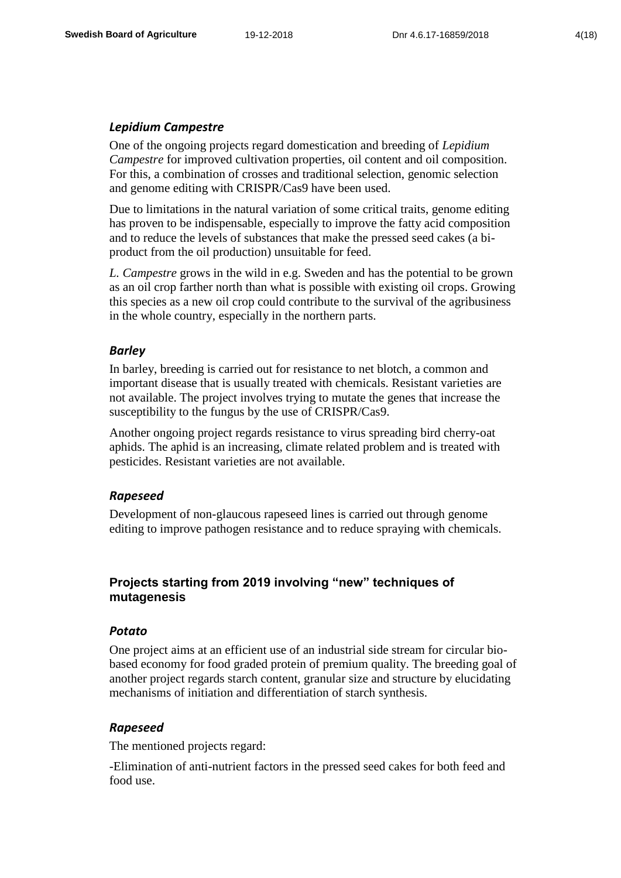### *Lepidium Campestre*

One of the ongoing projects regard domestication and breeding of *Lepidium Campestre* for improved cultivation properties, oil content and oil composition. For this, a combination of crosses and traditional selection, genomic selection and genome editing with CRISPR/Cas9 have been used.

Due to limitations in the natural variation of some critical traits, genome editing has proven to be indispensable, especially to improve the fatty acid composition and to reduce the levels of substances that make the pressed seed cakes (a bi-product from the oil production) unsuitable for feed.

*L. Campestre* grows in the wild in e.g. Sweden and has the potential to be grown as an oil crop farther north than what is possible with existing oil crops. Growing this species as a new oil crop could contribute to the survival of the agribusiness in the whole country, especially in the northern parts.

### *Barley*

In barley, breeding is carried out for resistance to net blotch, a common and important disease that is usually treated with chemicals. Resistant varieties are not available. The project involves trying to mutate the genes that increase the susceptibility to the fungus by the use of CRISPR/Cas9.

Another ongoing project regards resistance to virus spreading bird cherry-oat aphids. The aphid is an increasing, climate related problem and is treated with pesticides. Resistant varieties are not available.

### *Rapeseed*

Development of non-glaucous rapeseed lines is carried out through genome editing to improve pathogen resistance and to reduce spraying with chemicals.

## Projects starting from 2019 involving "new" techniques of mutagenesis

### *Potato*

One project aims at an efficient use of an industrial side stream for circular bio-based economy for food graded protein of premium quality. The breeding goal of another project regards starch content, granular size and structure by elucidating mechanisms of initiation and differentiation of starch synthesis.

### *Rapeseed*

The mentioned projects regard:

-Elimination of anti-nutrient factors in the pressed seed cakes for both feed and food use.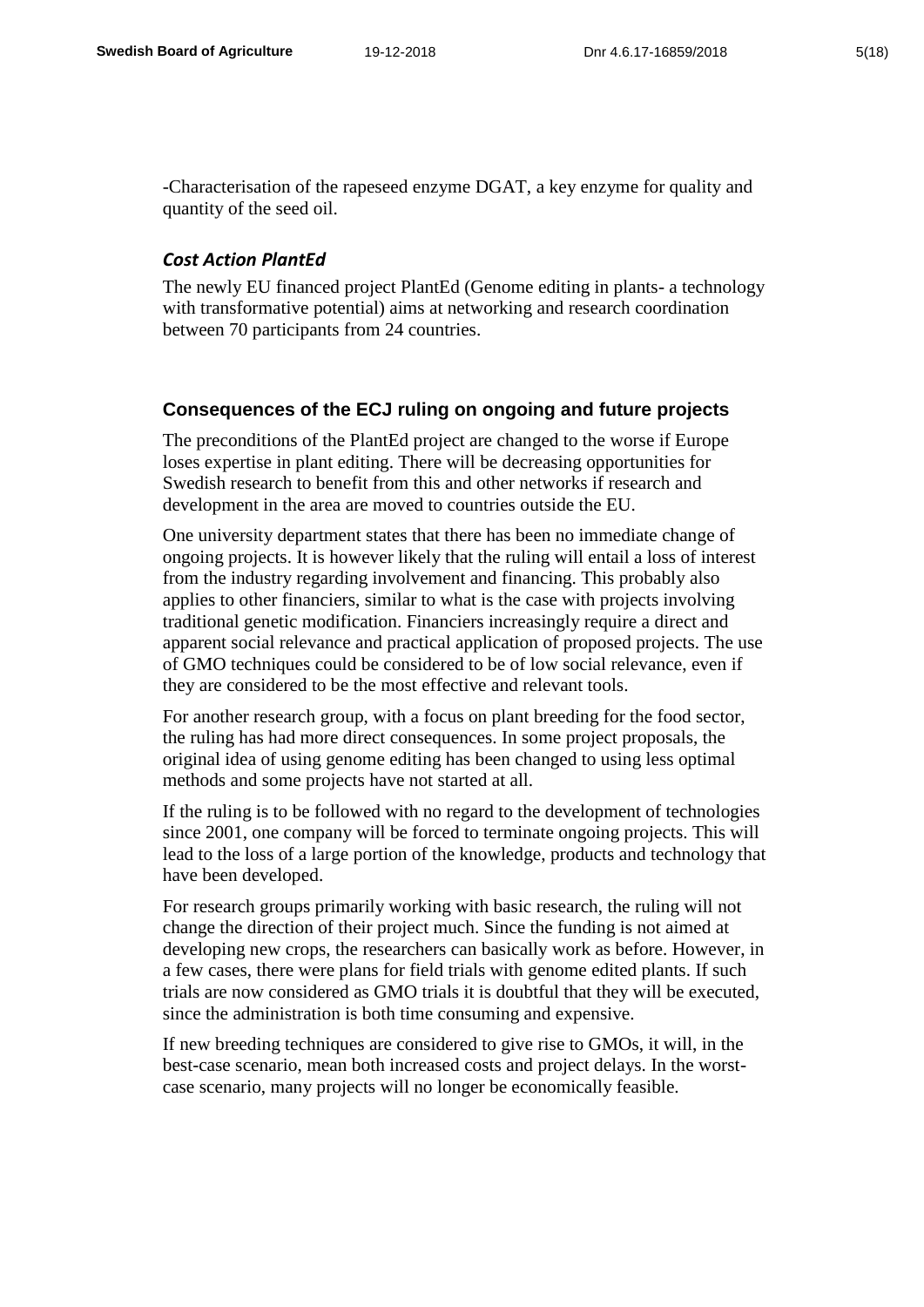-Characterisation of the rapeseed enzyme DGAT, a key enzyme for quality and quantity of the seed oil.

### *Cost Action PlantEd*

The newly EU financed project PlantEd (Genome editing in plants- a technology with transformative potential) aims at networking and research coordination between 70 participants from 24 countries.

## Consequences of the ECJ ruling on ongoing and future projects

The preconditions of the PlantEd project are changed to the worse if Europe loses expertise in plant editing. There will be decreasing opportunities for Swedish research to benefit from this and other networks if research and development in the area are moved to countries outside the EU.

One university department states that there has been no immediate change of ongoing projects. It is however likely that the ruling will entail a loss of interest from the industry regarding involvement and financing. This probably also applies to other financiers, similar to what is the case with projects involving traditional genetic modification. Financiers increasingly require a direct and apparent social relevance and practical application of proposed projects. The use of GMO techniques could be considered to be of low social relevance, even if they are considered to be the most effective and relevant tools.

For another research group, with a focus on plant breeding for the food sector, the ruling has had more direct consequences. In some project proposals, the original idea of using genome editing has been changed to using less optimal methods and some projects have not started at all.

If the ruling is to be followed with no regard to the development of technologies since 2001, one company will be forced to terminate ongoing projects. This will lead to the loss of a large portion of the knowledge, products and technology that have been developed.

For research groups primarily working with basic research, the ruling will not change the direction of their project much. Since the funding is not aimed at developing new crops, the researchers can basically work as before. However, in a few cases, there were plans for field trials with genome edited plants. If such trials are now considered as GMO trials it is doubtful that they will be executed, since the administration is both time consuming and expensive.

If new breeding techniques are considered to give rise to GMOs, it will, in the best-case scenario, mean both increased costs and project delays. In the worst-case scenario, many projects will no longer be economically feasible.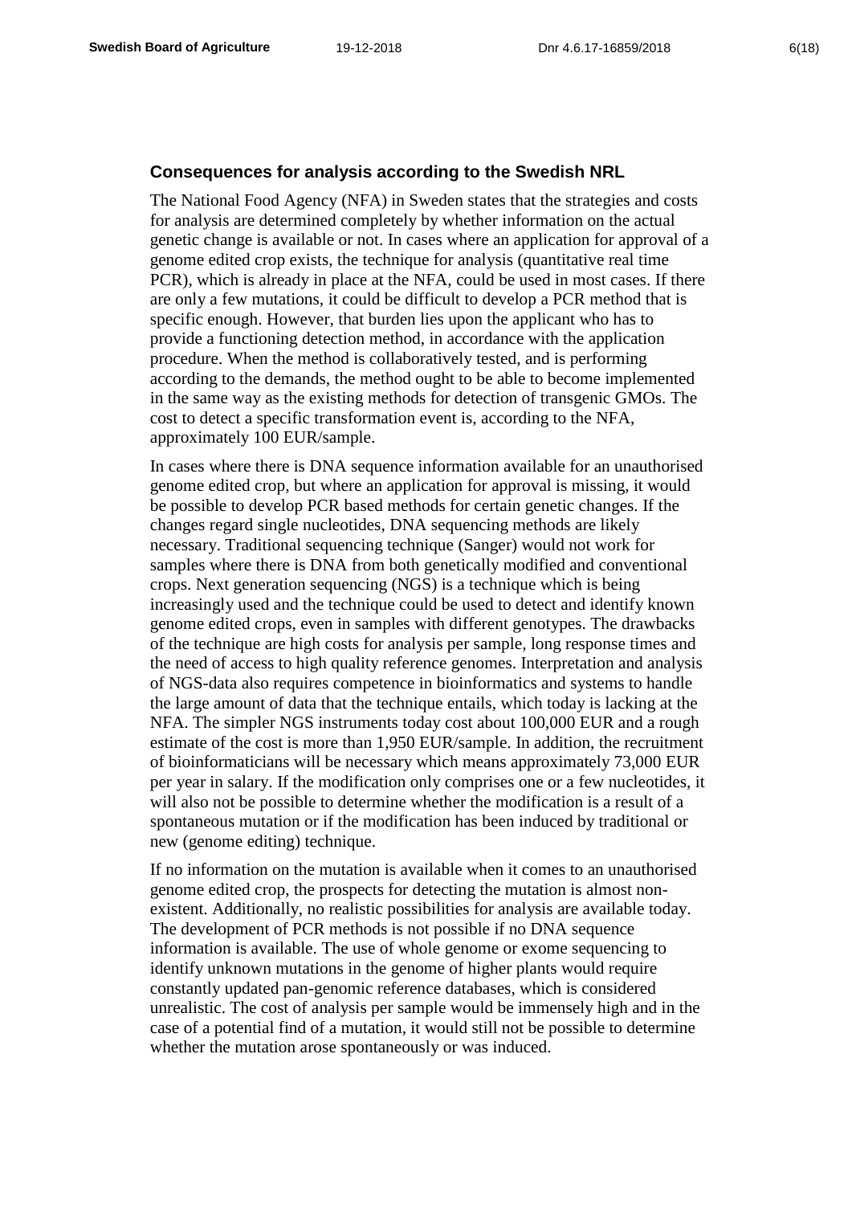### Consequences for analysis according to the Swedish NRL

The National Food Agency (NFA) in Sweden states that the strategies and costs for analysis are determined completely by whether information on the actual genetic change is available or not. In cases where an application for approval of a genome edited crop exists, the technique for analysis (quantitative real time PCR), which is already in place at the NFA, could be used in most cases. If there are only a few mutations, it could be difficult to develop a PCR method that is specific enough. However, that burden lies upon the applicant who has to provide a functioning detection method, in accordance with the application procedure. When the method is collaboratively tested, and is performing according to the demands, the method ought to be able to become implemented in the same way as the existing methods for detection of transgenic GMOs. The cost to detect a specific transformation event is, according to the NFA, approximately 100 EUR/sample.

In cases where there is DNA sequence information available for an unauthorised genome edited crop, but where an application for approval is missing, it would be possible to develop PCR based methods for certain genetic changes. If the changes regard single nucleotides, DNA sequencing methods are likely necessary. Traditional sequencing technique (Sanger) would not work for samples where there is DNA from both genetically modified and conventional crops. Next generation sequencing (NGS) is a technique which is being increasingly used and the technique could be used to detect and identify known genome edited crops, even in samples with different genotypes. The drawbacks of the technique are high costs for analysis per sample, long response times and the need of access to high quality reference genomes. Interpretation and analysis of NGS-data also requires competence in bioinformatics and systems to handle the large amount of data that the technique entails, which today is lacking at the NFA. The simpler NGS instruments today cost about 100,000 EUR and a rough estimate of the cost is more than 1,950 EUR/sample. In addition, the recruitment of bioinformaticians will be necessary which means approximately 73,000 EUR per year in salary. If the modification only comprises one or a few nucleotides, it will also not be possible to determine whether the modification is a result of a spontaneous mutation or if the modification has been induced by traditional or new (genome editing) technique.

If no information on the mutation is available when it comes to an unauthorised genome edited crop, the prospects for detecting the mutation is almost non-existent. Additionally, no realistic possibilities for analysis are available today. The development of PCR methods is not possible if no DNA sequence information is available. The use of whole genome or exome sequencing to identify unknown mutations in the genome of higher plants would require constantly updated pan-genomic reference databases, which is considered unrealistic. The cost of analysis per sample would be immensely high and in the case of a potential find of a mutation, it would still not be possible to determine whether the mutation arose spontaneously or was induced.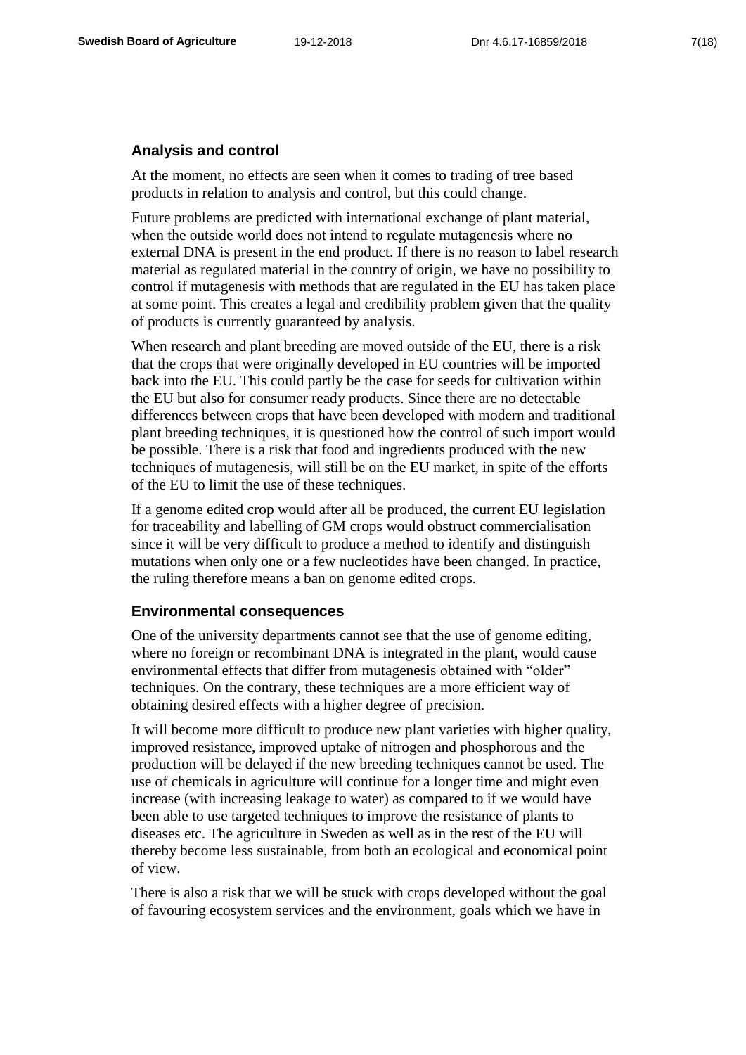## Analysis and control

At the moment, no effects are seen when it comes to trading of tree based products in relation to analysis and control, but this could change.

Future problems are predicted with international exchange of plant material, when the outside world does not intend to regulate mutagenesis where no external DNA is present in the end product. If there is no reason to label research material as regulated material in the country of origin, we have no possibility to control if mutagenesis with methods that are regulated in the EU has taken place at some point. This creates a legal and credibility problem given that the quality of products is currently guaranteed by analysis.

When research and plant breeding are moved outside of the EU, there is a risk that the crops that were originally developed in EU countries will be imported back into the EU. This could partly be the case for seeds for cultivation within the EU but also for consumer ready products. Since there are no detectable differences between crops that have been developed with modern and traditional plant breeding techniques, it is questioned how the control of such import would be possible. There is a risk that food and ingredients produced with the new techniques of mutagenesis, will still be on the EU market, in spite of the efforts of the EU to limit the use of these techniques.

If a genome edited crop would after all be produced, the current EU legislation for traceability and labelling of GM crops would obstruct commercialisation since it will be very difficult to produce a method to identify and distinguish mutations when only one or a few nucleotides have been changed. In practice, the ruling therefore means a ban on genome edited crops.

## Environmental consequences

One of the university departments cannot see that the use of genome editing, where no foreign or recombinant DNA is integrated in the plant, would cause environmental effects that differ from mutagenesis obtained with "older" techniques. On the contrary, these techniques are a more efficient way of obtaining desired effects with a higher degree of precision.

It will become more difficult to produce new plant varieties with higher quality, improved resistance, improved uptake of nitrogen and phosphorous and the production will be delayed if the new breeding techniques cannot be used. The use of chemicals in agriculture will continue for a longer time and might even increase (with increasing leakage to water) as compared to if we would have been able to use targeted techniques to improve the resistance of plants to diseases etc. The agriculture in Sweden as well as in the rest of the EU will thereby become less sustainable, from both an ecological and economical point of view.

There is also a risk that we will be stuck with crops developed without the goal of favouring ecosystem services and the environment, goals which we have in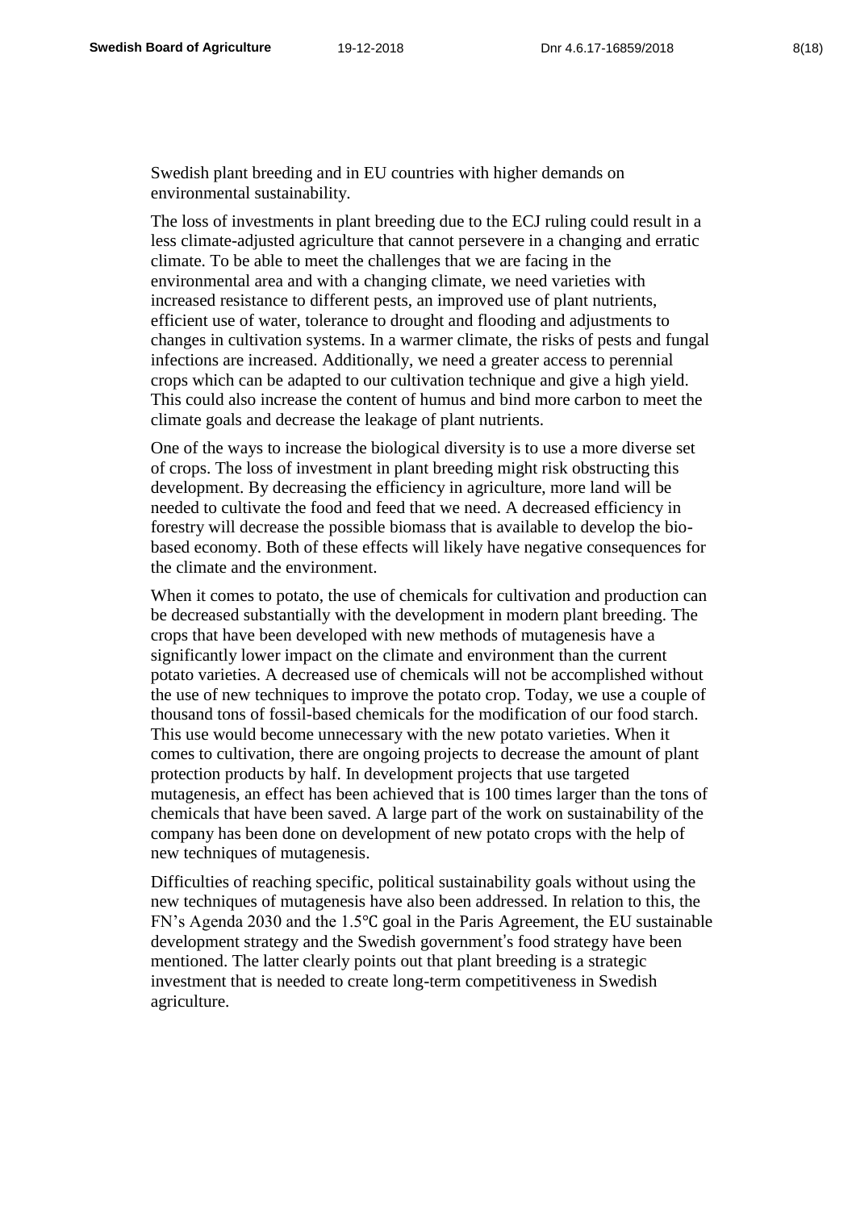Swedish plant breeding and in EU countries with higher demands on environmental sustainability.

The loss of investments in plant breeding due to the ECJ ruling could result in a less climate-adjusted agriculture that cannot persevere in a changing and erratic climate. To be able to meet the challenges that we are facing in the environmental area and with a changing climate, we need varieties with increased resistance to different pests, an improved use of plant nutrients, efficient use of water, tolerance to drought and flooding and adjustments to changes in cultivation systems. In a warmer climate, the risks of pests and fungal infections are increased. Additionally, we need a greater access to perennial crops which can be adapted to our cultivation technique and give a high yield. This could also increase the content of humus and bind more carbon to meet the climate goals and decrease the leakage of plant nutrients.

One of the ways to increase the biological diversity is to use a more diverse set of crops. The loss of investment in plant breeding might risk obstructing this development. By decreasing the efficiency in agriculture, more land will be needed to cultivate the food and feed that we need. A decreased efficiency in forestry will decrease the possible biomass that is available to develop the bio-based economy. Both of these effects will likely have negative consequences for the climate and the environment.

When it comes to potato, the use of chemicals for cultivation and production can be decreased substantially with the development in modern plant breeding. The crops that have been developed with new methods of mutagenesis have a significantly lower impact on the climate and environment than the current potato varieties. A decreased use of chemicals will not be accomplished without the use of new techniques to improve the potato crop. Today, we use a couple of thousand tons of fossil-based chemicals for the modification of our food starch. This use would become unnecessary with the new potato varieties. When it comes to cultivation, there are ongoing projects to decrease the amount of plant protection products by half. In development projects that use targeted mutagenesis, an effect has been achieved that is 100 times larger than the tons of chemicals that have been saved. A large part of the work on sustainability of the company has been done on development of new potato crops with the help of new techniques of mutagenesis.

Difficulties of reaching specific, political sustainability goals without using the new techniques of mutagenesis have also been addressed. In relation to this, the FN's Agenda 2030 and the 1.5℃ goal in the Paris Agreement, the EU sustainable development strategy and the Swedish government's food strategy have been mentioned. The latter clearly points out that plant breeding is a strategic investment that is needed to create long-term competitiveness in Swedish agriculture.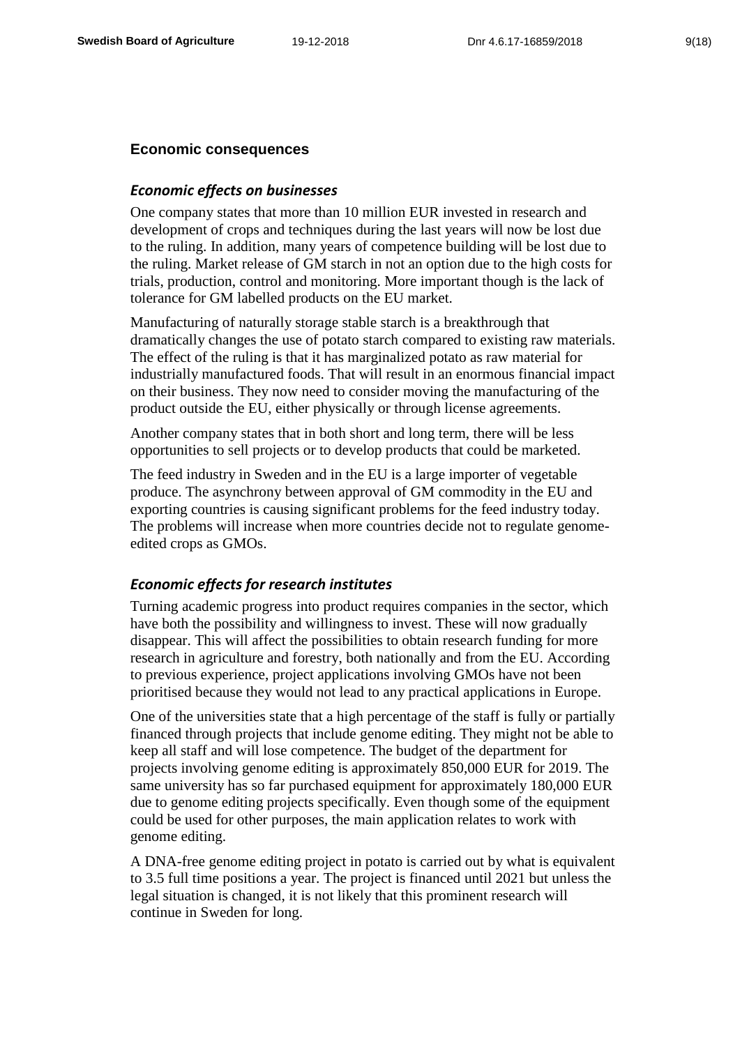## Economic consequences

### *Economic effects on businesses*

One company states that more than 10 million EUR invested in research and development of crops and techniques during the last years will now be lost due to the ruling. In addition, many years of competence building will be lost due to the ruling. Market release of GM starch in not an option due to the high costs for trials, production, control and monitoring. More important though is the lack of tolerance for GM labelled products on the EU market.

Manufacturing of naturally storage stable starch is a breakthrough that dramatically changes the use of potato starch compared to existing raw materials. The effect of the ruling is that it has marginalized potato as raw material for industrially manufactured foods. That will result in an enormous financial impact on their business. They now need to consider moving the manufacturing of the product outside the EU, either physically or through license agreements.

Another company states that in both short and long term, there will be less opportunities to sell projects or to develop products that could be marketed.

The feed industry in Sweden and in the EU is a large importer of vegetable produce. The asynchrony between approval of GM commodity in the EU and exporting countries is causing significant problems for the feed industry today. The problems will increase when more countries decide not to regulate genome-edited crops as GMOs.

### *Economic effects for research institutes*

Turning academic progress into product requires companies in the sector, which have both the possibility and willingness to invest. These will now gradually disappear. This will affect the possibilities to obtain research funding for more research in agriculture and forestry, both nationally and from the EU. According to previous experience, project applications involving GMOs have not been prioritised because they would not lead to any practical applications in Europe.

One of the universities state that a high percentage of the staff is fully or partially financed through projects that include genome editing. They might not be able to keep all staff and will lose competence. The budget of the department for projects involving genome editing is approximately 850,000 EUR for 2019. The same university has so far purchased equipment for approximately 180,000 EUR due to genome editing projects specifically. Even though some of the equipment could be used for other purposes, the main application relates to work with genome editing.

A DNA-free genome editing project in potato is carried out by what is equivalent to 3.5 full time positions a year. The project is financed until 2021 but unless the legal situation is changed, it is not likely that this prominent research will continue in Sweden for long.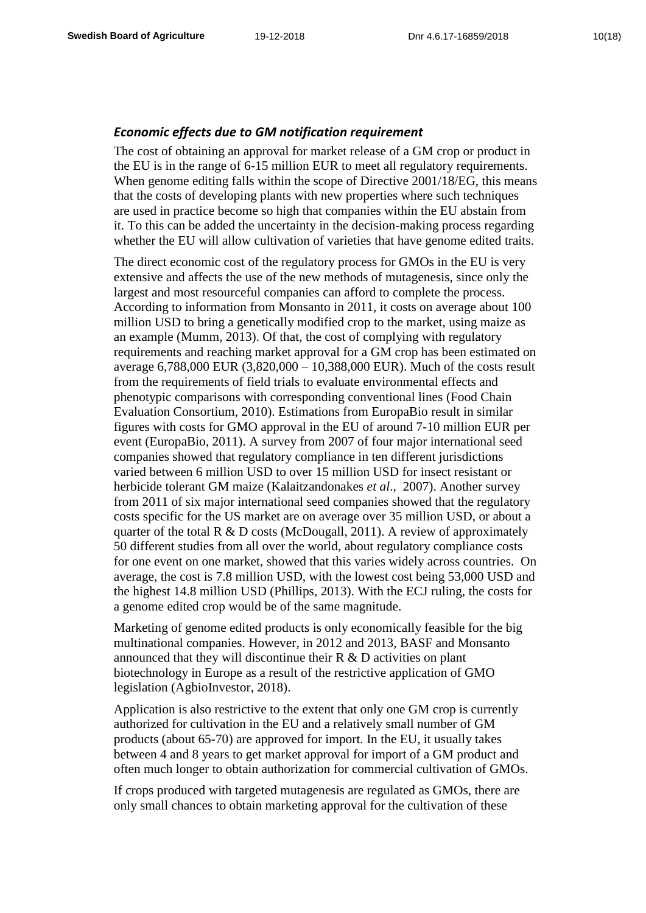### *Economic effects due to GM notification requirement*

The cost of obtaining an approval for market release of a GM crop or product in the EU is in the range of 6-15 million EUR to meet all regulatory requirements. When genome editing falls within the scope of Directive 2001/18/EG, this means that the costs of developing plants with new properties where such techniques are used in practice become so high that companies within the EU abstain from it. To this can be added the uncertainty in the decision-making process regarding whether the EU will allow cultivation of varieties that have genome edited traits.

The direct economic cost of the regulatory process for GMOs in the EU is very extensive and affects the use of the new methods of mutagenesis, since only the largest and most resourceful companies can afford to complete the process. According to information from Monsanto in 2011, it costs on average about 100 million USD to bring a genetically modified crop to the market, using maize as an example (Mumm, 2013). Of that, the cost of complying with regulatory requirements and reaching market approval for a GM crop has been estimated on average 6,788,000 EUR (3,820,000 – 10,388,000 EUR). Much of the costs result from the requirements of field trials to evaluate environmental effects and phenotypic comparisons with corresponding conventional lines (Food Chain Evaluation Consortium, 2010). Estimations from EuropaBio result in similar figures with costs for GMO approval in the EU of around 7-10 million EUR per event (EuropaBio, 2011). A survey from 2007 of four major international seed companies showed that regulatory compliance in ten different jurisdictions varied between 6 million USD to over 15 million USD for insect resistant or herbicide tolerant GM maize (Kalaitzandonakes *et al*., 2007). Another survey from 2011 of six major international seed companies showed that the regulatory costs specific for the US market are on average over 35 million USD, or about a quarter of the total R & D costs (McDougall, 2011). A review of approximately 50 different studies from all over the world, about regulatory compliance costs for one event on one market, showed that this varies widely across countries. On average, the cost is 7.8 million USD, with the lowest cost being 53,000 USD and the highest 14.8 million USD (Phillips, 2013). With the ECJ ruling, the costs for a genome edited crop would be of the same magnitude.

Marketing of genome edited products is only economically feasible for the big multinational companies. However, in 2012 and 2013, BASF and Monsanto announced that they will discontinue their R & D activities on plant biotechnology in Europe as a result of the restrictive application of GMO legislation (AgbioInvestor, 2018).

Application is also restrictive to the extent that only one GM crop is currently authorized for cultivation in the EU and a relatively small number of GM products (about 65-70) are approved for import. In the EU, it usually takes between 4 and 8 years to get market approval for import of a GM product and often much longer to obtain authorization for commercial cultivation of GMOs.

If crops produced with targeted mutagenesis are regulated as GMOs, there are only small chances to obtain marketing approval for the cultivation of these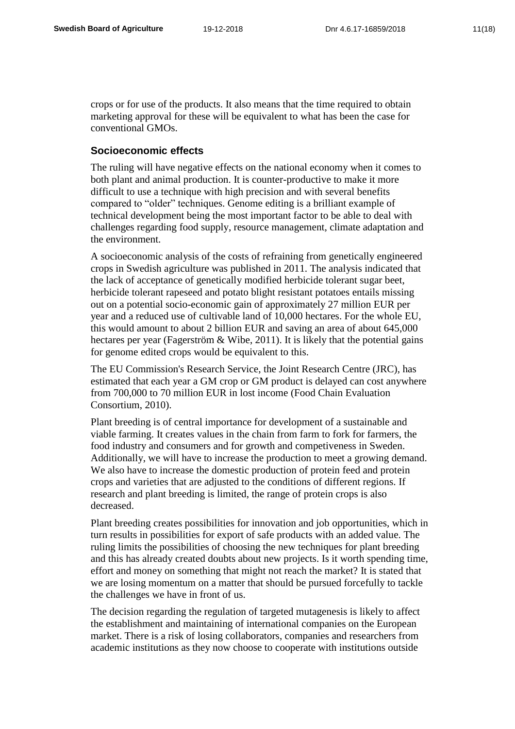crops or for use of the products. It also means that the time required to obtain marketing approval for these will be equivalent to what has been the case for conventional GMOs.

### Socioeconomic effects

The ruling will have negative effects on the national economy when it comes to both plant and animal production. It is counter-productive to make it more difficult to use a technique with high precision and with several benefits compared to "older" techniques. Genome editing is a brilliant example of technical development being the most important factor to be able to deal with challenges regarding food supply, resource management, climate adaptation and the environment.

A socioeconomic analysis of the costs of refraining from genetically engineered crops in Swedish agriculture was published in 2011. The analysis indicated that the lack of acceptance of genetically modified herbicide tolerant sugar beet, herbicide tolerant rapeseed and potato blight resistant potatoes entails missing out on a potential socio-economic gain of approximately 27 million EUR per year and a reduced use of cultivable land of 10,000 hectares. For the whole EU, this would amount to about 2 billion EUR and saving an area of about 645,000 hectares per year (Fagerström & Wibe, 2011). It is likely that the potential gains for genome edited crops would be equivalent to this.

The EU Commission's Research Service, the Joint Research Centre (JRC), has estimated that each year a GM crop or GM product is delayed can cost anywhere from 700,000 to 70 million EUR in lost income (Food Chain Evaluation Consortium, 2010).

Plant breeding is of central importance for development of a sustainable and viable farming. It creates values in the chain from farm to fork for farmers, the food industry and consumers and for growth and competiveness in Sweden. Additionally, we will have to increase the production to meet a growing demand. We also have to increase the domestic production of protein feed and protein crops and varieties that are adjusted to the conditions of different regions. If research and plant breeding is limited, the range of protein crops is also decreased.

Plant breeding creates possibilities for innovation and job opportunities, which in turn results in possibilities for export of safe products with an added value. The ruling limits the possibilities of choosing the new techniques for plant breeding and this has already created doubts about new projects. Is it worth spending time, effort and money on something that might not reach the market? It is stated that we are losing momentum on a matter that should be pursued forcefully to tackle the challenges we have in front of us.

The decision regarding the regulation of targeted mutagenesis is likely to affect the establishment and maintaining of international companies on the European market. There is a risk of losing collaborators, companies and researchers from academic institutions as they now choose to cooperate with institutions outside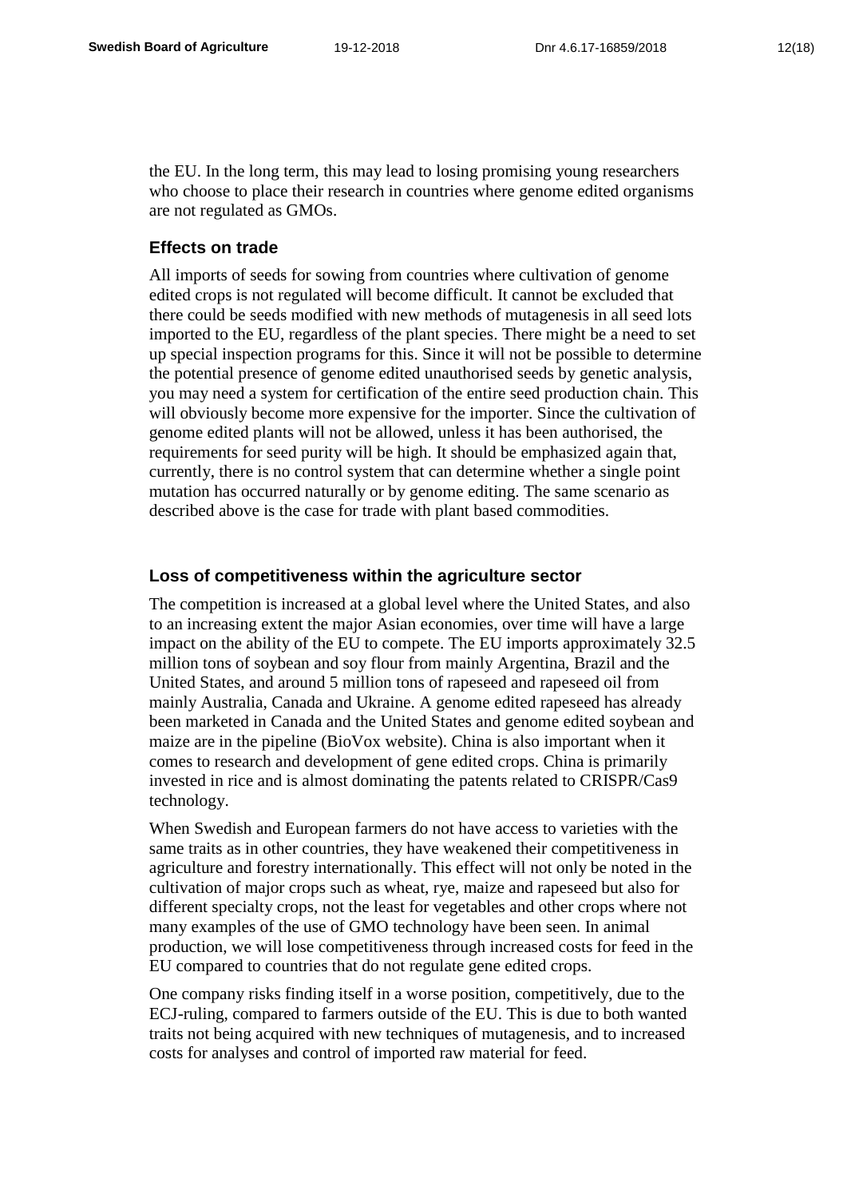the EU. In the long term, this may lead to losing promising young researchers who choose to place their research in countries where genome edited organisms are not regulated as GMOs.

### Effects on trade

All imports of seeds for sowing from countries where cultivation of genome edited crops is not regulated will become difficult. It cannot be excluded that there could be seeds modified with new methods of mutagenesis in all seed lots imported to the EU, regardless of the plant species. There might be a need to set up special inspection programs for this. Since it will not be possible to determine the potential presence of genome edited unauthorised seeds by genetic analysis, you may need a system for certification of the entire seed production chain. This will obviously become more expensive for the importer. Since the cultivation of genome edited plants will not be allowed, unless it has been authorised, the requirements for seed purity will be high. It should be emphasized again that, currently, there is no control system that can determine whether a single point mutation has occurred naturally or by genome editing. The same scenario as described above is the case for trade with plant based commodities.

### Loss of competitiveness within the agriculture sector

The competition is increased at a global level where the United States, and also to an increasing extent the major Asian economies, over time will have a large impact on the ability of the EU to compete. The EU imports approximately 32.5 million tons of soybean and soy flour from mainly Argentina, Brazil and the United States, and around 5 million tons of rapeseed and rapeseed oil from mainly Australia, Canada and Ukraine. A genome edited rapeseed has already been marketed in Canada and the United States and genome edited soybean and maize are in the pipeline (BioVox website). China is also important when it comes to research and development of gene edited crops. China is primarily invested in rice and is almost dominating the patents related to CRISPR/Cas9 technology.

When Swedish and European farmers do not have access to varieties with the same traits as in other countries, they have weakened their competitiveness in agriculture and forestry internationally. This effect will not only be noted in the cultivation of major crops such as wheat, rye, maize and rapeseed but also for different specialty crops, not the least for vegetables and other crops where not many examples of the use of GMO technology have been seen. In animal production, we will lose competitiveness through increased costs for feed in the EU compared to countries that do not regulate gene edited crops.

One company risks finding itself in a worse position, competitively, due to the ECJ-ruling, compared to farmers outside of the EU. This is due to both wanted traits not being acquired with new techniques of mutagenesis, and to increased costs for analyses and control of imported raw material for feed.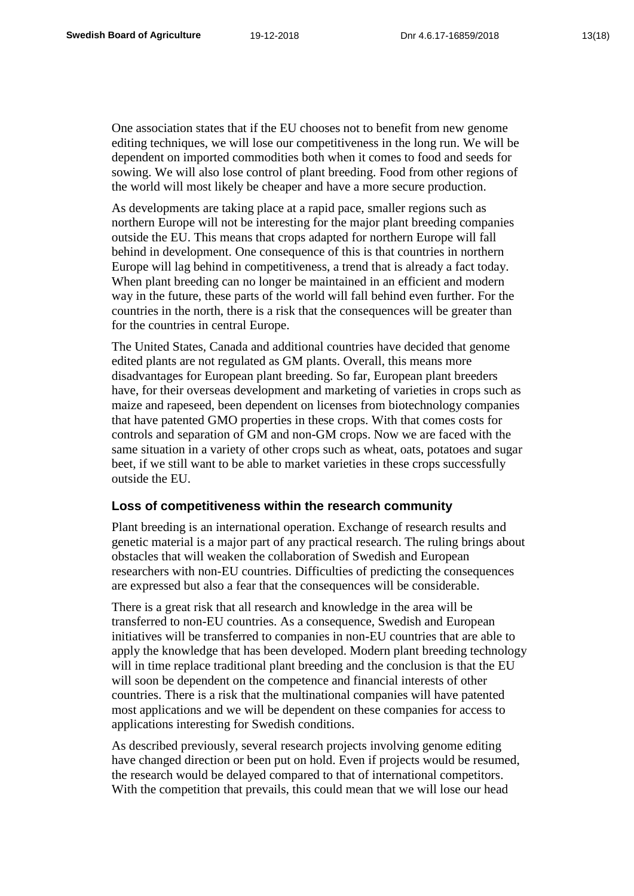One association states that if the EU chooses not to benefit from new genome editing techniques, we will lose our competitiveness in the long run. We will be dependent on imported commodities both when it comes to food and seeds for sowing. We will also lose control of plant breeding. Food from other regions of the world will most likely be cheaper and have a more secure production.

As developments are taking place at a rapid pace, smaller regions such as northern Europe will not be interesting for the major plant breeding companies outside the EU. This means that crops adapted for northern Europe will fall behind in development. One consequence of this is that countries in northern Europe will lag behind in competitiveness, a trend that is already a fact today. When plant breeding can no longer be maintained in an efficient and modern way in the future, these parts of the world will fall behind even further. For the countries in the north, there is a risk that the consequences will be greater than for the countries in central Europe.

The United States, Canada and additional countries have decided that genome edited plants are not regulated as GM plants. Overall, this means more disadvantages for European plant breeding. So far, European plant breeders have, for their overseas development and marketing of varieties in crops such as maize and rapeseed, been dependent on licenses from biotechnology companies that have patented GMO properties in these crops. With that comes costs for controls and separation of GM and non-GM crops. Now we are faced with the same situation in a variety of other crops such as wheat, oats, potatoes and sugar beet, if we still want to be able to market varieties in these crops successfully outside the EU.

### Loss of competitiveness within the research community

Plant breeding is an international operation. Exchange of research results and genetic material is a major part of any practical research. The ruling brings about obstacles that will weaken the collaboration of Swedish and European researchers with non-EU countries. Difficulties of predicting the consequences are expressed but also a fear that the consequences will be considerable.

There is a great risk that all research and knowledge in the area will be transferred to non-EU countries. As a consequence, Swedish and European initiatives will be transferred to companies in non-EU countries that are able to apply the knowledge that has been developed. Modern plant breeding technology will in time replace traditional plant breeding and the conclusion is that the EU will soon be dependent on the competence and financial interests of other countries. There is a risk that the multinational companies will have patented most applications and we will be dependent on these companies for access to applications interesting for Swedish conditions.

As described previously, several research projects involving genome editing have changed direction or been put on hold. Even if projects would be resumed, the research would be delayed compared to that of international competitors. With the competition that prevails, this could mean that we will lose our head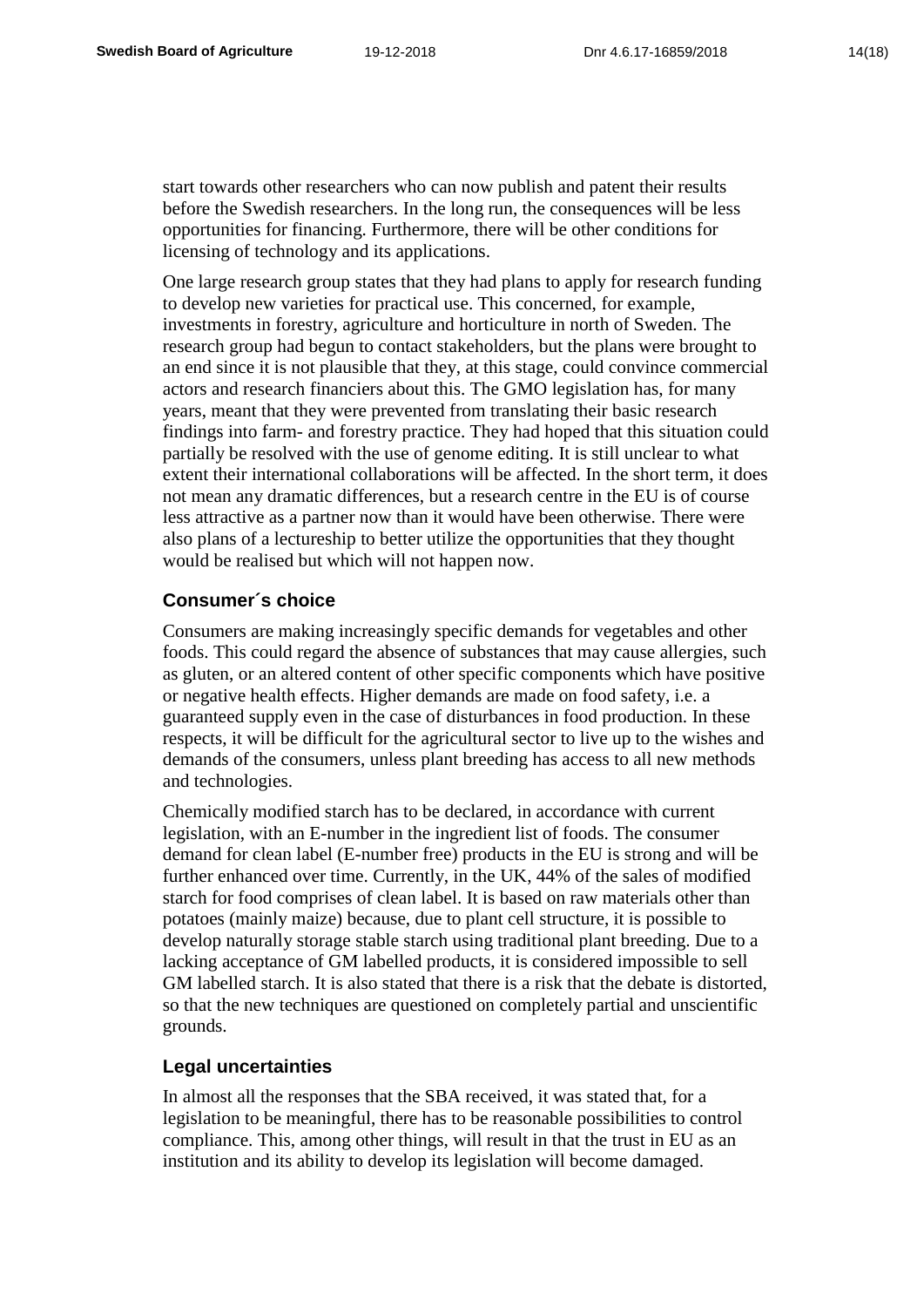start towards other researchers who can now publish and patent their results before the Swedish researchers. In the long run, the consequences will be less opportunities for financing. Furthermore, there will be other conditions for licensing of technology and its applications.

One large research group states that they had plans to apply for research funding to develop new varieties for practical use. This concerned, for example, investments in forestry, agriculture and horticulture in north of Sweden. The research group had begun to contact stakeholders, but the plans were brought to an end since it is not plausible that they, at this stage, could convince commercial actors and research financiers about this. The GMO legislation has, for many years, meant that they were prevented from translating their basic research findings into farm- and forestry practice. They had hoped that this situation could partially be resolved with the use of genome editing. It is still unclear to what extent their international collaborations will be affected. In the short term, it does not mean any dramatic differences, but a research centre in the EU is of course less attractive as a partner now than it would have been otherwise. There were also plans of a lectureship to better utilize the opportunities that they thought would be realised but which will not happen now.

### Consumer´s choice

Consumers are making increasingly specific demands for vegetables and other foods. This could regard the absence of substances that may cause allergies, such as gluten, or an altered content of other specific components which have positive or negative health effects. Higher demands are made on food safety, i.e. a guaranteed supply even in the case of disturbances in food production. In these respects, it will be difficult for the agricultural sector to live up to the wishes and demands of the consumers, unless plant breeding has access to all new methods and technologies.

Chemically modified starch has to be declared, in accordance with current legislation, with an E-number in the ingredient list of foods. The consumer demand for clean label (E-number free) products in the EU is strong and will be further enhanced over time. Currently, in the UK, 44% of the sales of modified starch for food comprises of clean label. It is based on raw materials other than potatoes (mainly maize) because, due to plant cell structure, it is possible to develop naturally storage stable starch using traditional plant breeding. Due to a lacking acceptance of GM labelled products, it is considered impossible to sell GM labelled starch. It is also stated that there is a risk that the debate is distorted, so that the new techniques are questioned on completely partial and unscientific grounds.

### Legal uncertainties

In almost all the responses that the SBA received, it was stated that, for a legislation to be meaningful, there has to be reasonable possibilities to control compliance. This, among other things, will result in that the trust in EU as an institution and its ability to develop its legislation will become damaged.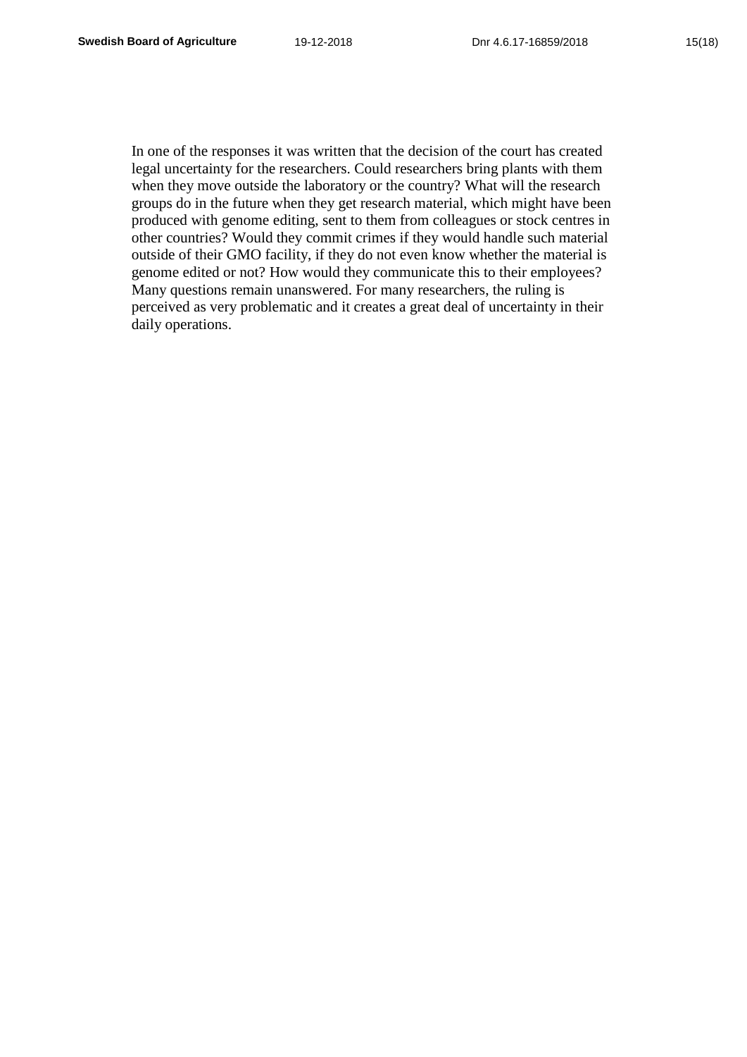In one of the responses it was written that the decision of the court has created legal uncertainty for the researchers. Could researchers bring plants with them when they move outside the laboratory or the country? What will the research groups do in the future when they get research material, which might have been produced with genome editing, sent to them from colleagues or stock centres in other countries? Would they commit crimes if they would handle such material outside of their GMO facility, if they do not even know whether the material is genome edited or not? How would they communicate this to their employees? Many questions remain unanswered. For many researchers, the ruling is perceived as very problematic and it creates a great deal of uncertainty in their daily operations.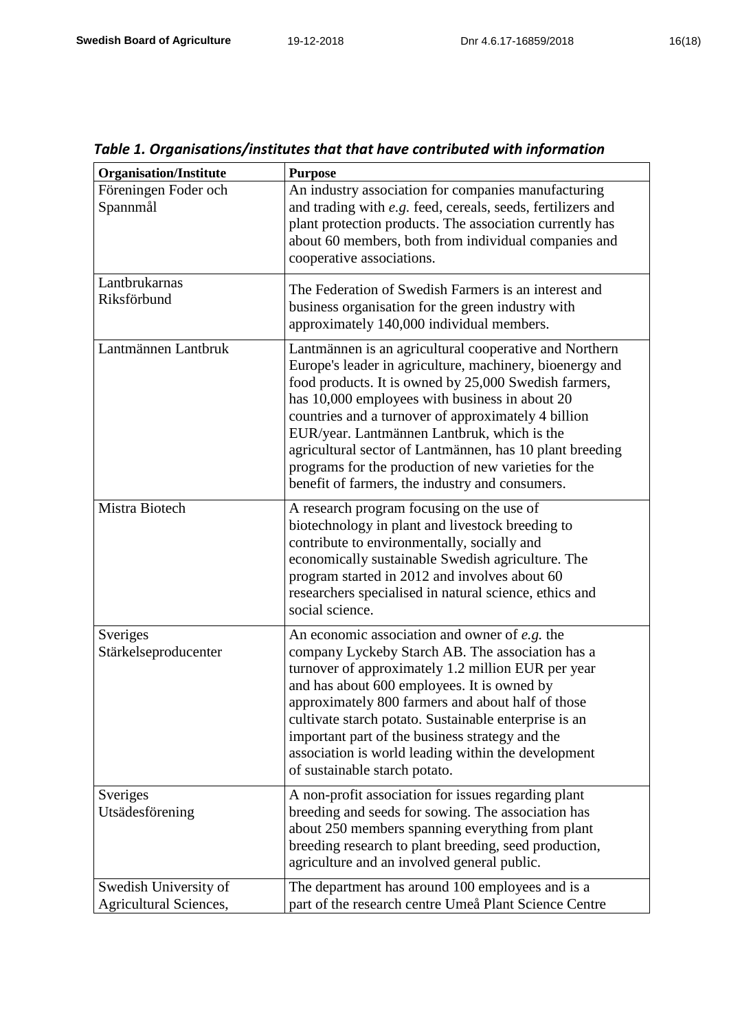*Table 1. Organisations/institutes that that have contributed with information*

| Organisation/Institute | Purpose |
|---|---|
| Föreningen Foder och Spannmål | An industry association for companies manufacturing and trading with *e.g.* feed, cereals, seeds, fertilizers and plant protection products. The association currently has about 60 members, both from individual companies and cooperative associations. |
| Lantbrukarnas Riksförbund | The Federation of Swedish Farmers is an interest and business organisation for the green industry with approximately 140,000 individual members. |
| Lantmännen Lantbruk | Lantmännen is an agricultural cooperative and Northern Europe's leader in agriculture, machinery, bioenergy and food products. It is owned by 25,000 Swedish farmers, has 10,000 employees with business in about 20 countries and a turnover of approximately 4 billion EUR/year. Lantmännen Lantbruk, which is the agricultural sector of Lantmännen, has 10 plant breeding programs for the production of new varieties for the benefit of farmers, the industry and consumers. |
| Mistra Biotech | A research program focusing on the use of biotechnology in plant and livestock breeding to contribute to environmentally, socially and economically sustainable Swedish agriculture. The program started in 2012 and involves about 60 researchers specialised in natural science, ethics and social science. |
| Sveriges Stärkelseproducenter | An economic association and owner of *e.g.* the company Lyckeby Starch AB. The association has a turnover of approximately 1.2 million EUR per year and has about 600 employees. It is owned by approximately 800 farmers and about half of those cultivate starch potato. Sustainable enterprise is an important part of the business strategy and the association is world leading within the development of sustainable starch potato. |
| Sveriges Utsädesförening | A non-profit association for issues regarding plant breeding and seeds for sowing. The association has about 250 members spanning everything from plant breeding research to plant breeding, seed production, agriculture and an involved general public. |
| Swedish University of Agricultural Sciences, | The department has around 100 employees and is a part of the research centre Umeå Plant Science Centre |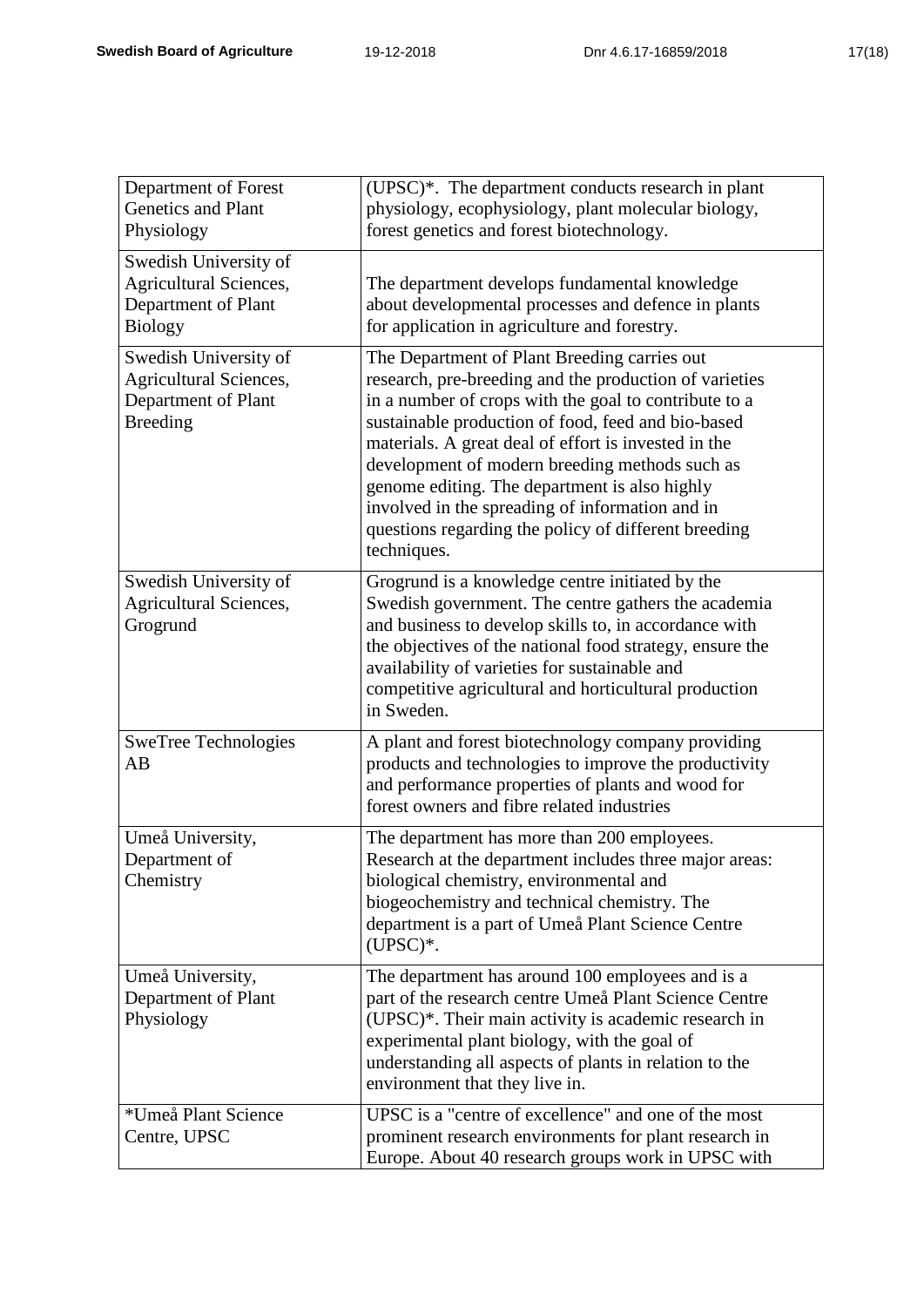| | |
|---|---|
| Department of Forest Genetics and Plant Physiology | (UPSC)*. The department conducts research in plant physiology, ecophysiology, plant molecular biology, forest genetics and forest biotechnology. |
| Swedish University of Agricultural Sciences, Department of Plant Biology | The department develops fundamental knowledge about developmental processes and defence in plants for application in agriculture and forestry. |
| Swedish University of Agricultural Sciences, Department of Plant Breeding | The Department of Plant Breeding carries out research, pre-breeding and the production of varieties in a number of crops with the goal to contribute to a sustainable production of food, feed and bio-based materials. A great deal of effort is invested in the development of modern breeding methods such as genome editing. The department is also highly involved in the spreading of information and in questions regarding the policy of different breeding techniques. |
| Swedish University of Agricultural Sciences, Grogrund | Grogrund is a knowledge centre initiated by the Swedish government. The centre gathers the academia and business to develop skills to, in accordance with the objectives of the national food strategy, ensure the availability of varieties for sustainable and competitive agricultural and horticultural production in Sweden. |
| SweTree Technologies AB | A plant and forest biotechnology company providing products and technologies to improve the productivity and performance properties of plants and wood for forest owners and fibre related industries |
| Umeå University, Department of Chemistry | The department has more than 200 employees. Research at the department includes three major areas: biological chemistry, environmental and biogeochemistry and technical chemistry. The department is a part of Umeå Plant Science Centre (UPSC)*. |
| Umeå University, Department of Plant Physiology | The department has around 100 employees and is a part of the research centre Umeå Plant Science Centre (UPSC)*. Their main activity is academic research in experimental plant biology, with the goal of understanding all aspects of plants in relation to the environment that they live in. |
| *Umeå Plant Science Centre, UPSC | UPSC is a "centre of excellence" and one of the most prominent research environments for plant research in Europe. About 40 research groups work in UPSC with |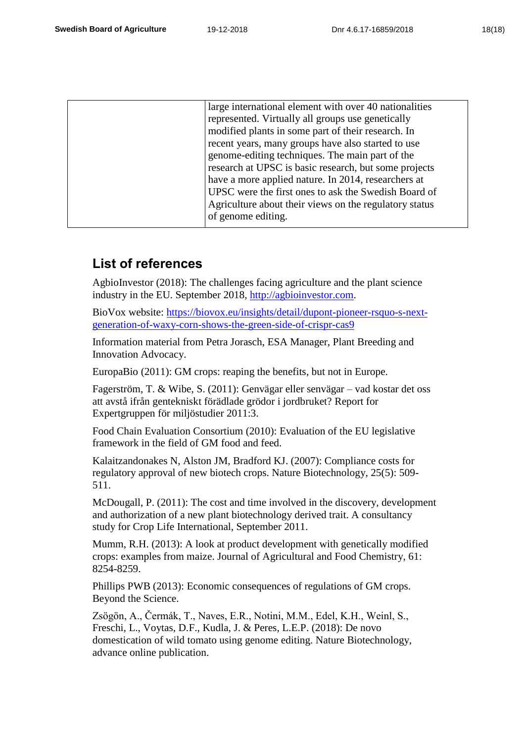| | |
|---|---|
| | large international element with over 40 nationalities represented. Virtually all groups use genetically modified plants in some part of their research. In recent years, many groups have also started to use genome-editing techniques. The main part of the research at UPSC is basic research, but some projects have a more applied nature. In 2014, researchers at UPSC were the first ones to ask the Swedish Board of Agriculture about their views on the regulatory status of genome editing. |

## List of references

AgbioInvestor (2018): The challenges facing agriculture and the plant science industry in the EU. September 2018, [http://agbioinvestor.com](http://agbioinvestor.com).

BioVox website: [https://biovox.eu/insights/detail/dupont-pioneer-rsquo-s-next-generation-of-waxy-corn-shows-the-green-side-of-crispr-cas9](https://biovox.eu/insights/detail/dupont-pioneer-rsquo-s-next-generation-of-waxy-corn-shows-the-green-side-of-crispr-cas9)

Information material from Petra Jorasch, ESA Manager, Plant Breeding and Innovation Advocacy.

EuropaBio (2011): GM crops: reaping the benefits, but not in Europe.

Fagerström, T. & Wibe, S. (2011): Genvägar eller senvägar – vad kostar det oss att avstå ifrån gentekniskt förädlade grödor i jordbruket? Report for Expertgruppen för miljöstudier 2011:3.

Food Chain Evaluation Consortium (2010): Evaluation of the EU legislative framework in the field of GM food and feed.

Kalaitzandonakes N, Alston JM, Bradford KJ. (2007): Compliance costs for regulatory approval of new biotech crops. Nature Biotechnology, 25(5): 509-511.

McDougall, P. (2011): The cost and time involved in the discovery, development and authorization of a new plant biotechnology derived trait. A consultancy study for Crop Life International, September 2011.

Mumm, R.H. (2013): A look at product development with genetically modified crops: examples from maize. Journal of Agricultural and Food Chemistry, 61: 8254-8259.

Phillips PWB (2013): Economic consequences of regulations of GM crops. Beyond the Science.

Zsögön, A., Čermák, T., Naves, E.R., Notini, M.M., Edel, K.H., Weinl, S., Freschi, L., Voytas, D.F., Kudla, J. & Peres, L.E.P. (2018): De novo domestication of wild tomato using genome editing. Nature Biotechnology, advance online publication.